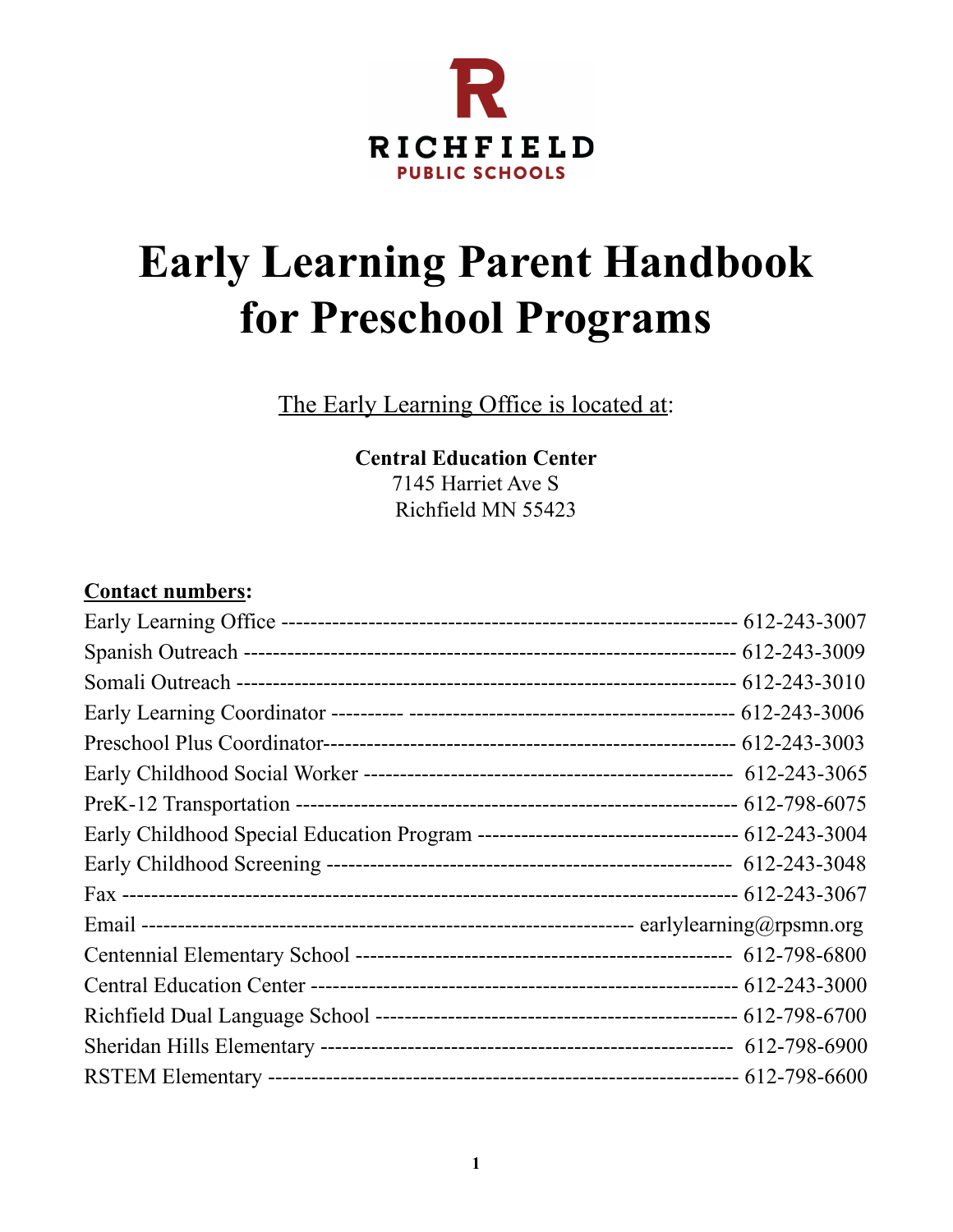RICHFIELD
PUBLIC SCHOOLS

# Early Learning Parent Handbook for Preschool Programs

The Early Learning Office is located at:

**Central Education Center**
7145 Harriet Ave S
Richfield MN 55423

**Contact numbers:**

Early Learning Office ---------------------------------------------------------------- 612-243-3007
Spanish Outreach --------------------------------------------------------------------- 612-243-3009
Somali Outreach ---------------------------------------------------------------------- 612-243-3010
Early Learning Coordinator ---------- -------------------------------------------- 612-243-3006
Preschool Plus Coordinator------------------------------------------------------- 612-243-3003
Early Childhood Social Worker ---------------------------------------------------- 612-243-3065
PreK-12 Transportation --------------------------------------------------------------- 612-798-6075
Early Childhood Special Education Program ------------------------------------ 612-243-3004
Early Childhood Screening --------------------------------------------------------- 612-243-3048
Fax --------------------------------------------------------------------------------------- 612-243-3067
Email ---------------------------------------------------------------------- earlylearning@rpsmn.org
Centennial Elementary School --------------------------------------------------- 612-798-6800
Central Education Center ------------------------------------------------------------ 612-243-3000
Richfield Dual Language School ---------------------------------------------------- 612-798-6700
Sheridan Hills Elementary --------------------------------------------------------- 612-798-6900
RSTEM Elementary ------------------------------------------------------------------ 612-798-6600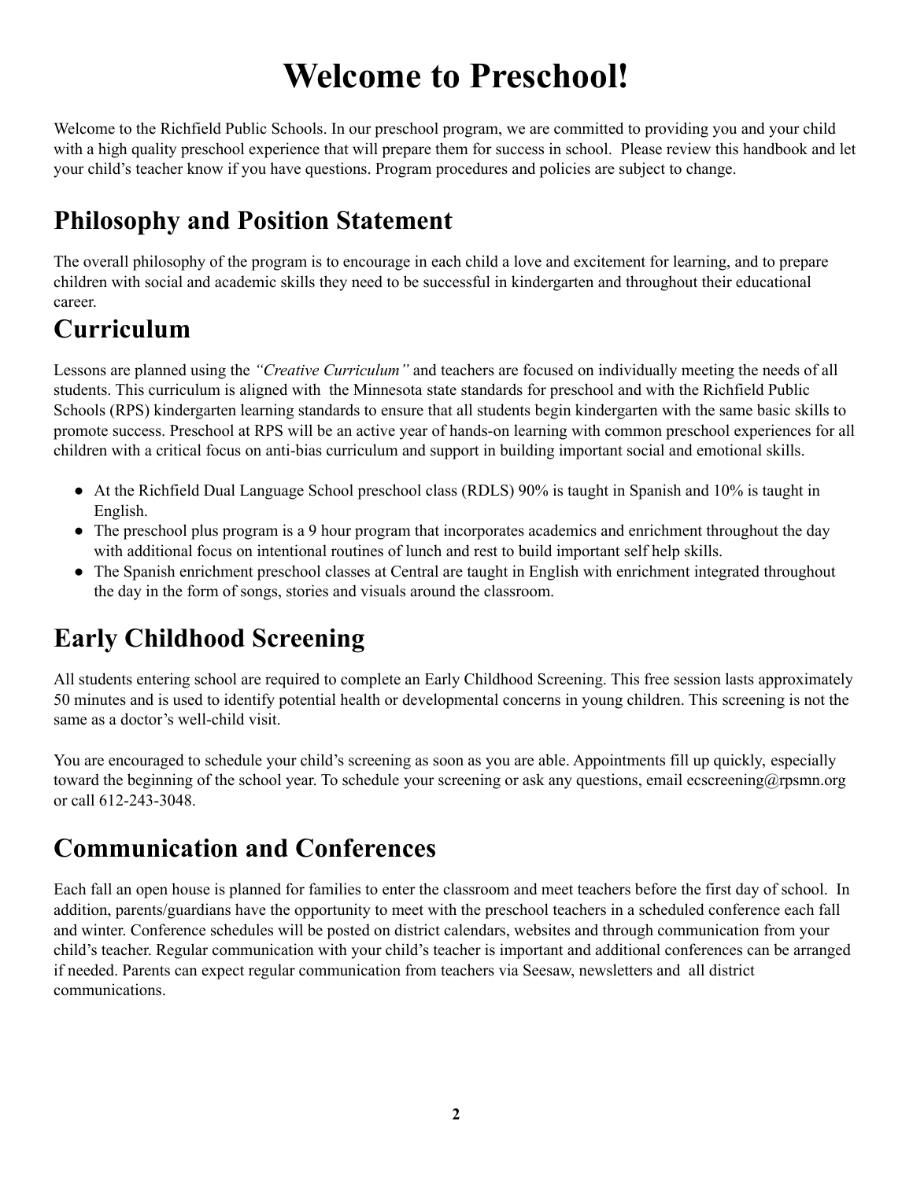# Welcome to Preschool!

Welcome to the Richfield Public Schools. In our preschool program, we are committed to providing you and your child with a high quality preschool experience that will prepare them for success in school. Please review this handbook and let your child's teacher know if you have questions. Program procedures and policies are subject to change.

## Philosophy and Position Statement

The overall philosophy of the program is to encourage in each child a love and excitement for learning, and to prepare children with social and academic skills they need to be successful in kindergarten and throughout their educational career.

## Curriculum

Lessons are planned using the *"Creative Curriculum"* and teachers are focused on individually meeting the needs of all students. This curriculum is aligned with the Minnesota state standards for preschool and with the Richfield Public Schools (RPS) kindergarten learning standards to ensure that all students begin kindergarten with the same basic skills to promote success. Preschool at RPS will be an active year of hands-on learning with common preschool experiences for all children with a critical focus on anti-bias curriculum and support in building important social and emotional skills.

- At the Richfield Dual Language School preschool class (RDLS) 90% is taught in Spanish and 10% is taught in English.
- The preschool plus program is a 9 hour program that incorporates academics and enrichment throughout the day with additional focus on intentional routines of lunch and rest to build important self help skills.
- The Spanish enrichment preschool classes at Central are taught in English with enrichment integrated throughout the day in the form of songs, stories and visuals around the classroom.

## Early Childhood Screening

All students entering school are required to complete an Early Childhood Screening. This free session lasts approximately 50 minutes and is used to identify potential health or developmental concerns in young children. This screening is not the same as a doctor's well-child visit.

You are encouraged to schedule your child's screening as soon as you are able. Appointments fill up quickly, especially toward the beginning of the school year. To schedule your screening or ask any questions, email ecscreening@rpsmn.org or call 612-243-3048.

## Communication and Conferences

Each fall an open house is planned for families to enter the classroom and meet teachers before the first day of school. In addition, parents/guardians have the opportunity to meet with the preschool teachers in a scheduled conference each fall and winter. Conference schedules will be posted on district calendars, websites and through communication from your child's teacher. Regular communication with your child's teacher is important and additional conferences can be arranged if needed. Parents can expect regular communication from teachers via Seesaw, newsletters and all district communications.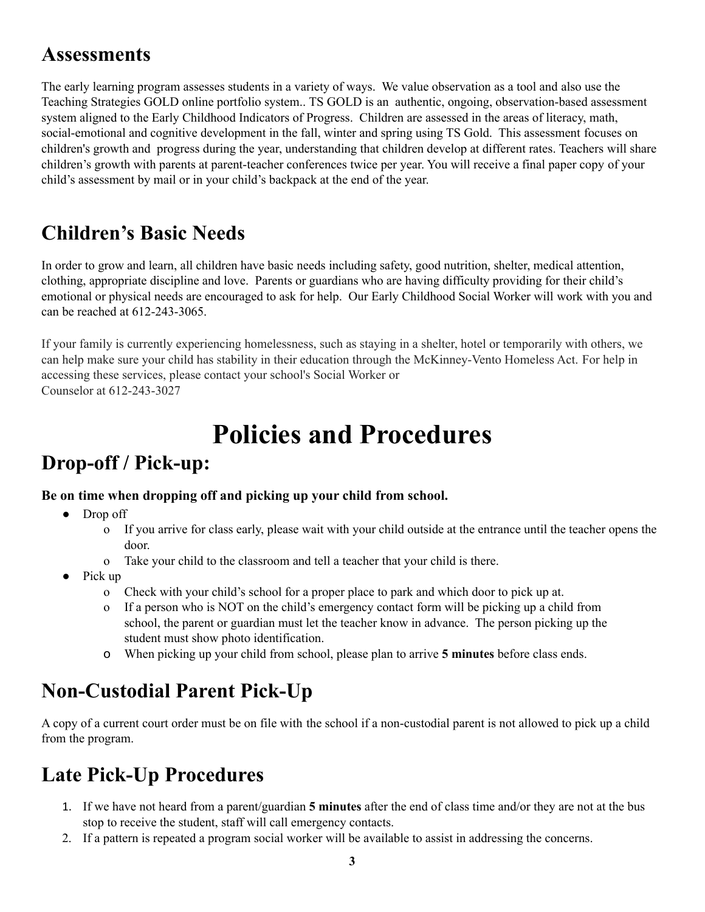## Assessments

The early learning program assesses students in a variety of ways. We value observation as a tool and also use the Teaching Strategies GOLD online portfolio system.. TS GOLD is an authentic, ongoing, observation-based assessment system aligned to the Early Childhood Indicators of Progress. Children are assessed in the areas of literacy, math, social-emotional and cognitive development in the fall, winter and spring using TS Gold. This assessment focuses on children's growth and progress during the year, understanding that children develop at different rates. Teachers will share children's growth with parents at parent-teacher conferences twice per year. You will receive a final paper copy of your child's assessment by mail or in your child's backpack at the end of the year.

## Children's Basic Needs

In order to grow and learn, all children have basic needs including safety, good nutrition, shelter, medical attention, clothing, appropriate discipline and love. Parents or guardians who are having difficulty providing for their child's emotional or physical needs are encouraged to ask for help. Our Early Childhood Social Worker will work with you and can be reached at 612-243-3065.

If your family is currently experiencing homelessness, such as staying in a shelter, hotel or temporarily with others, we can help make sure your child has stability in their education through the McKinney-Vento Homeless Act. For help in accessing these services, please contact your school's Social Worker or
Counselor at 612-243-3027

# Policies and Procedures

## Drop-off / Pick-up:

**Be on time when dropping off and picking up your child from school.**

- Drop off
  - If you arrive for class early, please wait with your child outside at the entrance until the teacher opens the door.
  - Take your child to the classroom and tell a teacher that your child is there.
- Pick up
  - Check with your child's school for a proper place to park and which door to pick up at.
  - If a person who is NOT on the child's emergency contact form will be picking up a child from school, the parent or guardian must let the teacher know in advance. The person picking up the student must show photo identification.
  - When picking up your child from school, please plan to arrive **5 minutes** before class ends.

## Non-Custodial Parent Pick-Up

A copy of a current court order must be on file with the school if a non-custodial parent is not allowed to pick up a child from the program.

## Late Pick-Up Procedures

1. If we have not heard from a parent/guardian **5 minutes** after the end of class time and/or they are not at the bus stop to receive the student, staff will call emergency contacts.
2. If a pattern is repeated a program social worker will be available to assist in addressing the concerns.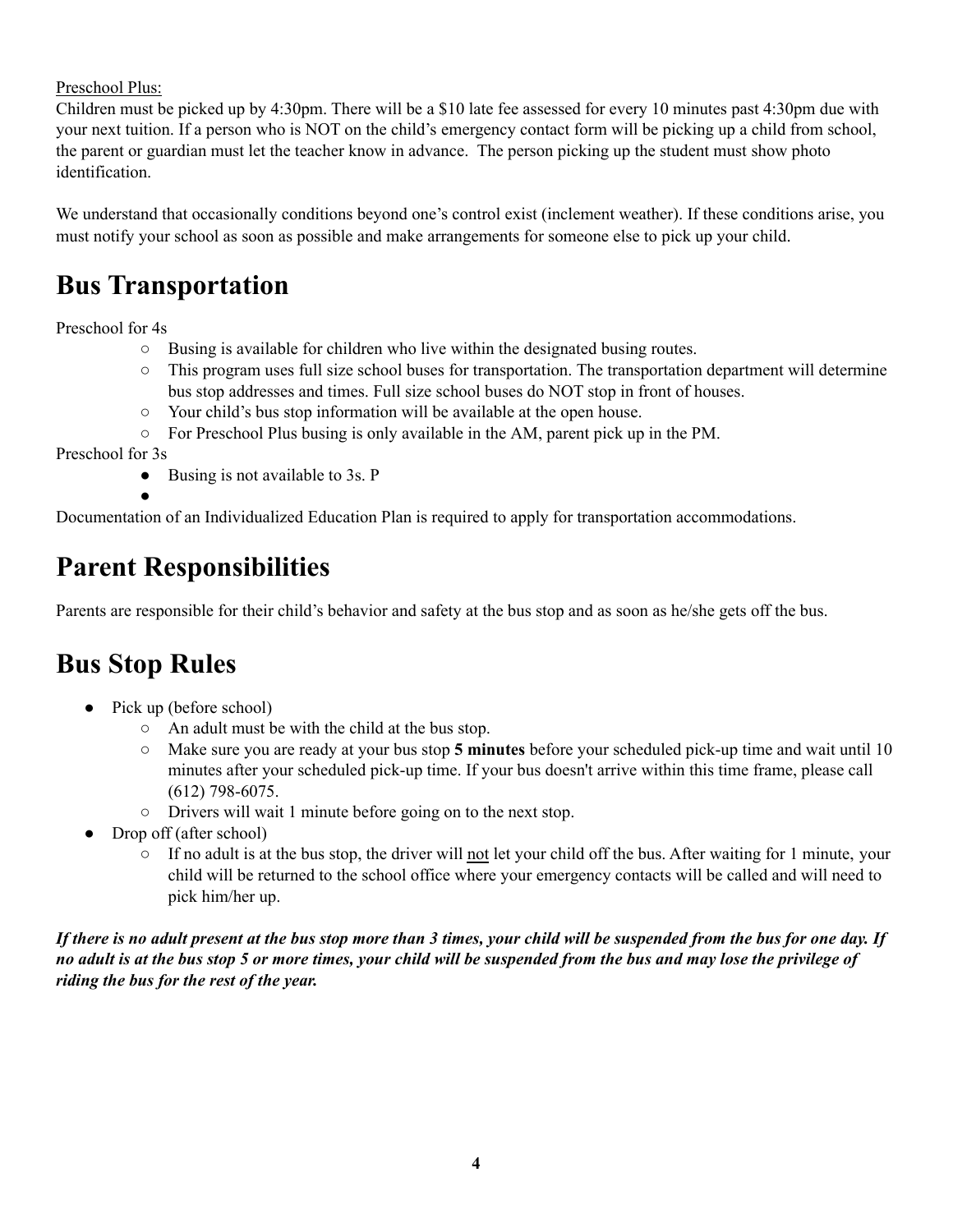Preschool Plus:

Children must be picked up by 4:30pm. There will be a $10 late fee assessed for every 10 minutes past 4:30pm due with your next tuition. If a person who is NOT on the child's emergency contact form will be picking up a child from school, the parent or guardian must let the teacher know in advance. The person picking up the student must show photo identification.

We understand that occasionally conditions beyond one's control exist (inclement weather). If these conditions arise, you must notify your school as soon as possible and make arrangements for someone else to pick up your child.

# Bus Transportation

Preschool for 4s

- Busing is available for children who live within the designated busing routes.
- This program uses full size school buses for transportation. The transportation department will determine bus stop addresses and times. Full size school buses do NOT stop in front of houses.
- Your child's bus stop information will be available at the open house.
- For Preschool Plus busing is only available in the AM, parent pick up in the PM.

Preschool for 3s

- Busing is not available to 3s. P
-

Documentation of an Individualized Education Plan is required to apply for transportation accommodations.

# Parent Responsibilities

Parents are responsible for their child's behavior and safety at the bus stop and as soon as he/she gets off the bus.

# Bus Stop Rules

- Pick up (before school)
  - An adult must be with the child at the bus stop.
  - Make sure you are ready at your bus stop **5 minutes** before your scheduled pick-up time and wait until 10 minutes after your scheduled pick-up time. If your bus doesn't arrive within this time frame, please call (612) 798-6075.
  - Drivers will wait 1 minute before going on to the next stop.
- Drop off (after school)
  - If no adult is at the bus stop, the driver will not let your child off the bus. After waiting for 1 minute, your child will be returned to the school office where your emergency contacts will be called and will need to pick him/her up.

***If there is no adult present at the bus stop more than 3 times, your child will be suspended from the bus for one day. If no adult is at the bus stop 5 or more times, your child will be suspended from the bus and may lose the privilege of riding the bus for the rest of the year.***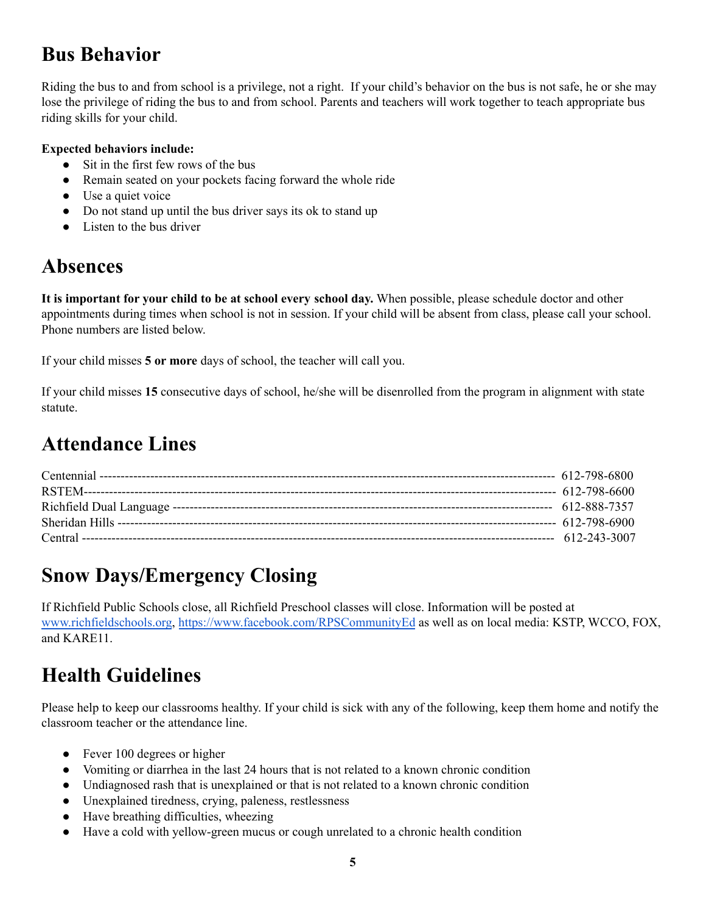## Bus Behavior

Riding the bus to and from school is a privilege, not a right. If your child's behavior on the bus is not safe, he or she may lose the privilege of riding the bus to and from school. Parents and teachers will work together to teach appropriate bus riding skills for your child.

**Expected behaviors include:**

- Sit in the first few rows of the bus
- Remain seated on your pockets facing forward the whole ride
- Use a quiet voice
- Do not stand up until the bus driver says its ok to stand up
- Listen to the bus driver

## Absences

**It is important for your child to be at school every school day.** When possible, please schedule doctor and other appointments during times when school is not in session. If your child will be absent from class, please call your school. Phone numbers are listed below.

If your child misses **5 or more** days of school, the teacher will call you.

If your child misses **15** consecutive days of school, he/she will be disenrolled from the program in alignment with state statute.

## Attendance Lines

Centennial ---------------------------------------------------------------------------------------------------------- 612-798-6800
RSTEM----------------------------------------------------------------------------------------------------------------- 612-798-6600
Richfield Dual Language ------------------------------------------------------------------------------------- 612-888-7357
Sheridan Hills ------------------------------------------------------------------------------------------------------ 612-798-6900
Central ------------------------------------------------------------------------------------------------------------------ 612-243-3007

## Snow Days/Emergency Closing

If Richfield Public Schools close, all Richfield Preschool classes will close. Information will be posted at www.richfieldschools.org, https://www.facebook.com/RPSCommunityEd as well as on local media: KSTP, WCCO, FOX, and KARE11.

## Health Guidelines

Please help to keep our classrooms healthy. If your child is sick with any of the following, keep them home and notify the classroom teacher or the attendance line.

- Fever 100 degrees or higher
- Vomiting or diarrhea in the last 24 hours that is not related to a known chronic condition
- Undiagnosed rash that is unexplained or that is not related to a known chronic condition
- Unexplained tiredness, crying, paleness, restlessness
- Have breathing difficulties, wheezing
- Have a cold with yellow-green mucus or cough unrelated to a chronic health condition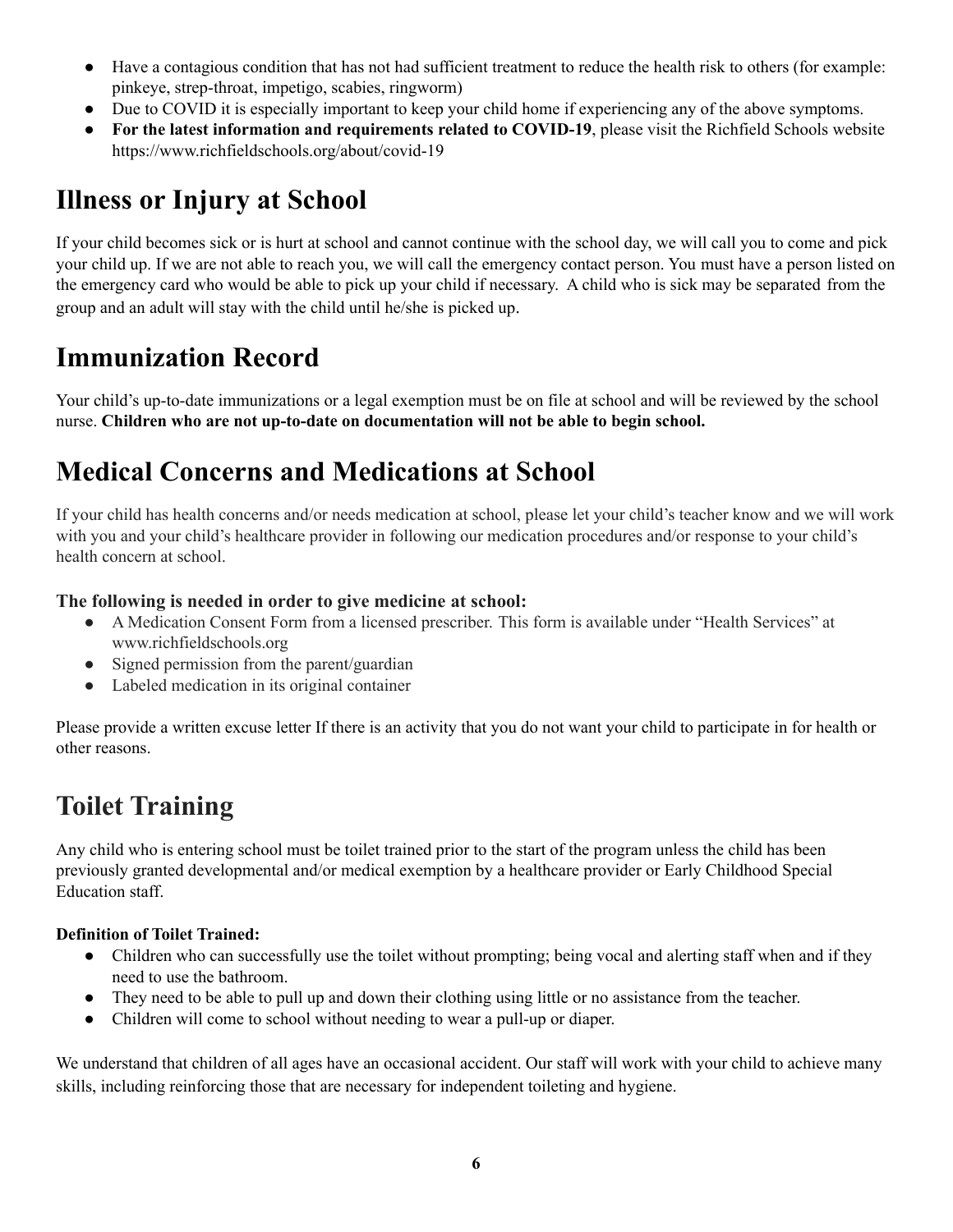- Have a contagious condition that has not had sufficient treatment to reduce the health risk to others (for example: pinkeye, strep-throat, impetigo, scabies, ringworm)
- Due to COVID it is especially important to keep your child home if experiencing any of the above symptoms.
- **For the latest information and requirements related to COVID-19**, please visit the Richfield Schools website https://www.richfieldschools.org/about/covid-19

# Illness or Injury at School

If your child becomes sick or is hurt at school and cannot continue with the school day, we will call you to come and pick your child up. If we are not able to reach you, we will call the emergency contact person. You must have a person listed on the emergency card who would be able to pick up your child if necessary. A child who is sick may be separated from the group and an adult will stay with the child until he/she is picked up.

# Immunization Record

Your child's up-to-date immunizations or a legal exemption must be on file at school and will be reviewed by the school nurse. **Children who are not up-to-date on documentation will not be able to begin school.**

# Medical Concerns and Medications at School

If your child has health concerns and/or needs medication at school, please let your child's teacher know and we will work with you and your child's healthcare provider in following our medication procedures and/or response to your child's health concern at school.

### The following is needed in order to give medicine at school:

- A Medication Consent Form from a licensed prescriber. This form is available under "Health Services" at www.richfieldschools.org
- Signed permission from the parent/guardian
- Labeled medication in its original container

Please provide a written excuse letter If there is an activity that you do not want your child to participate in for health or other reasons.

# Toilet Training

Any child who is entering school must be toilet trained prior to the start of the program unless the child has been previously granted developmental and/or medical exemption by a healthcare provider or Early Childhood Special Education staff.

**Definition of Toilet Trained:**

- Children who can successfully use the toilet without prompting; being vocal and alerting staff when and if they need to use the bathroom.
- They need to be able to pull up and down their clothing using little or no assistance from the teacher.
- Children will come to school without needing to wear a pull-up or diaper.

We understand that children of all ages have an occasional accident. Our staff will work with your child to achieve many skills, including reinforcing those that are necessary for independent toileting and hygiene.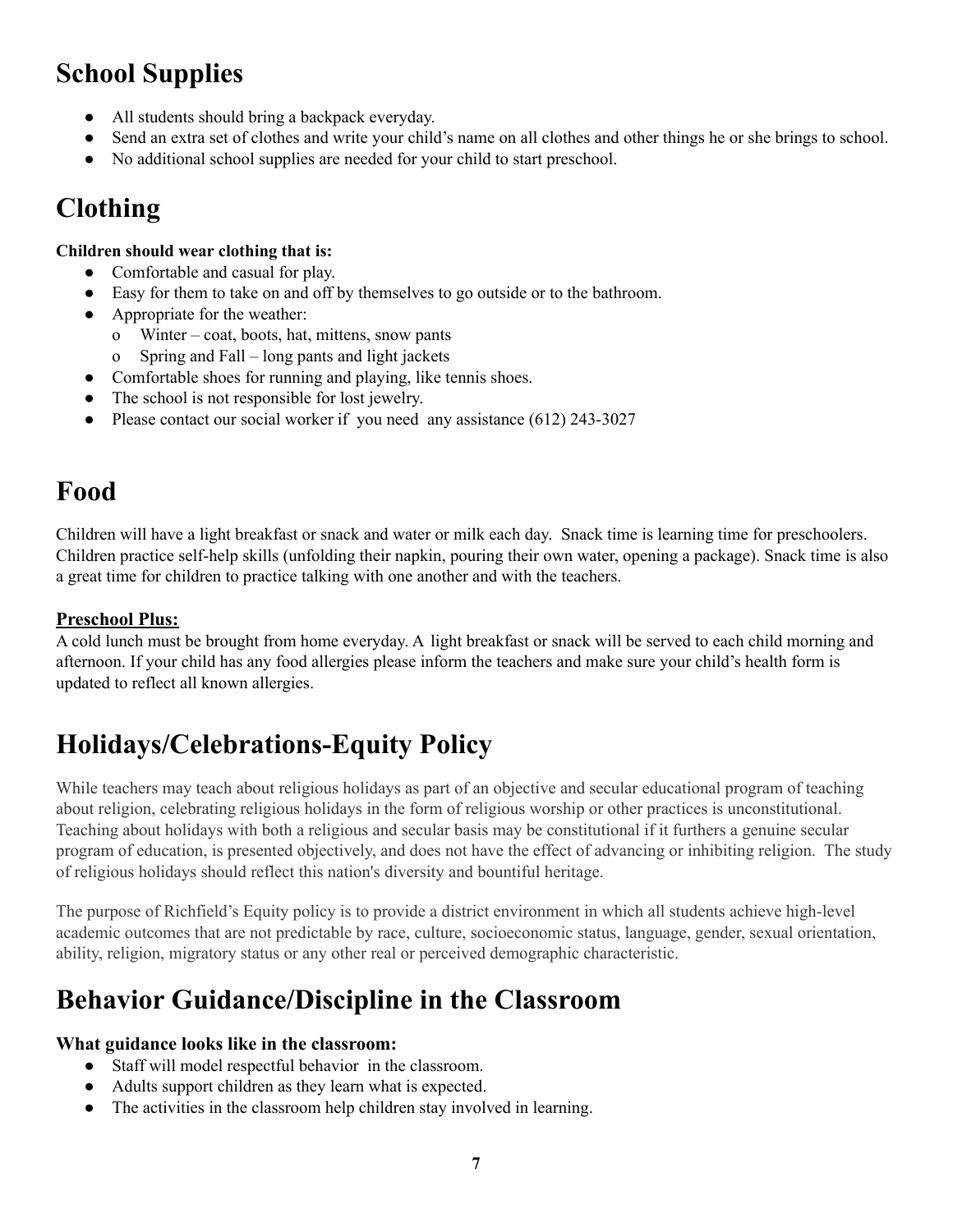## School Supplies

- All students should bring a backpack everyday.
- Send an extra set of clothes and write your child's name on all clothes and other things he or she brings to school.
- No additional school supplies are needed for your child to start preschool.

## Clothing

**Children should wear clothing that is:**

- Comfortable and casual for play.
- Easy for them to take on and off by themselves to go outside or to the bathroom.
- Appropriate for the weather:
  - Winter – coat, boots, hat, mittens, snow pants
  - Spring and Fall – long pants and light jackets
- Comfortable shoes for running and playing, like tennis shoes.
- The school is not responsible for lost jewelry.
- Please contact our social worker if you need any assistance (612) 243-3027

## Food

Children will have a light breakfast or snack and water or milk each day. Snack time is learning time for preschoolers. Children practice self-help skills (unfolding their napkin, pouring their own water, opening a package). Snack time is also a great time for children to practice talking with one another and with the teachers.

**Preschool Plus:**

A cold lunch must be brought from home everyday. A light breakfast or snack will be served to each child morning and afternoon. If your child has any food allergies please inform the teachers and make sure your child's health form is updated to reflect all known allergies.

## Holidays/Celebrations-Equity Policy

While teachers may teach about religious holidays as part of an objective and secular educational program of teaching about religion, celebrating religious holidays in the form of religious worship or other practices is unconstitutional. Teaching about holidays with both a religious and secular basis may be constitutional if it furthers a genuine secular program of education, is presented objectively, and does not have the effect of advancing or inhibiting religion. The study of religious holidays should reflect this nation's diversity and bountiful heritage.

The purpose of Richfield's Equity policy is to provide a district environment in which all students achieve high-level academic outcomes that are not predictable by race, culture, socioeconomic status, language, gender, sexual orientation, ability, religion, migratory status or any other real or perceived demographic characteristic.

## Behavior Guidance/Discipline in the Classroom

**What guidance looks like in the classroom:**

- Staff will model respectful behavior in the classroom.
- Adults support children as they learn what is expected.
- The activities in the classroom help children stay involved in learning.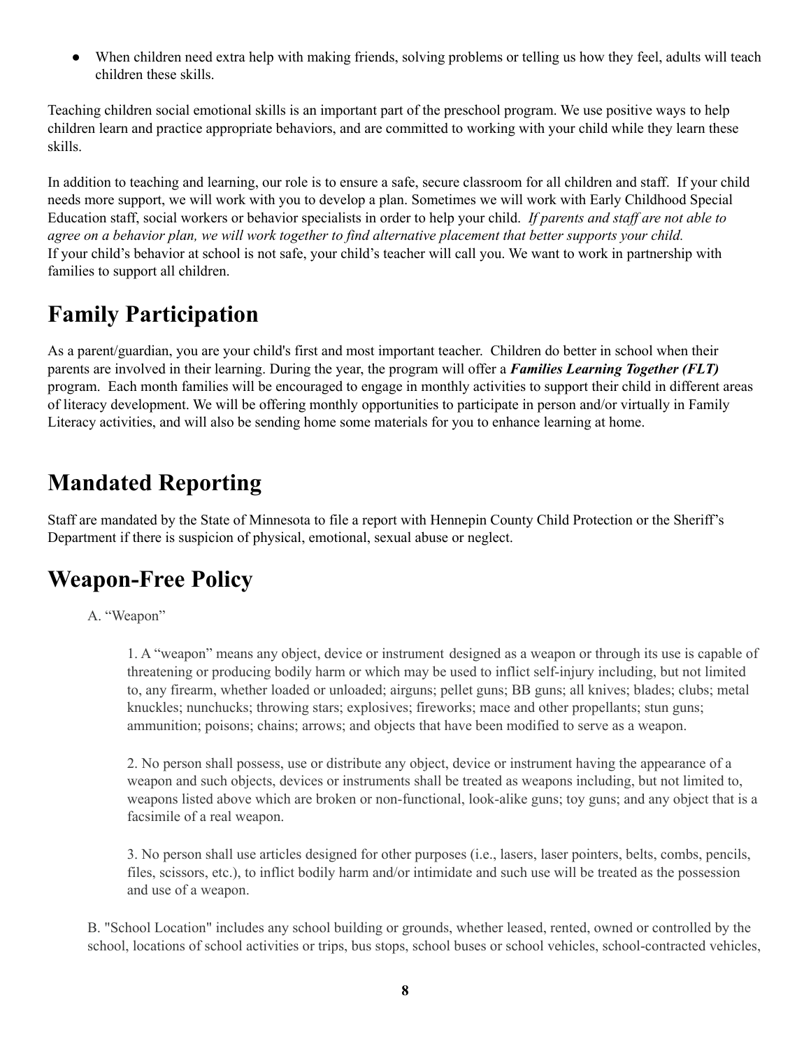- When children need extra help with making friends, solving problems or telling us how they feel, adults will teach children these skills.

Teaching children social emotional skills is an important part of the preschool program. We use positive ways to help children learn and practice appropriate behaviors, and are committed to working with your child while they learn these skills.

In addition to teaching and learning, our role is to ensure a safe, secure classroom for all children and staff. If your child needs more support, we will work with you to develop a plan. Sometimes we will work with Early Childhood Special Education staff, social workers or behavior specialists in order to help your child. *If parents and staff are not able to agree on a behavior plan, we will work together to find alternative placement that better supports your child.* If your child's behavior at school is not safe, your child's teacher will call you. We want to work in partnership with families to support all children.

## Family Participation

As a parent/guardian, you are your child's first and most important teacher. Children do better in school when their parents are involved in their learning. During the year, the program will offer a ***Families Learning Together (FLT)*** program. Each month families will be encouraged to engage in monthly activities to support their child in different areas of literacy development. We will be offering monthly opportunities to participate in person and/or virtually in Family Literacy activities, and will also be sending home some materials for you to enhance learning at home.

## Mandated Reporting

Staff are mandated by the State of Minnesota to file a report with Hennepin County Child Protection or the Sheriff's Department if there is suspicion of physical, emotional, sexual abuse or neglect.

## Weapon-Free Policy

A. "Weapon"

1. A "weapon" means any object, device or instrument designed as a weapon or through its use is capable of threatening or producing bodily harm or which may be used to inflict self-injury including, but not limited to, any firearm, whether loaded or unloaded; airguns; pellet guns; BB guns; all knives; blades; clubs; metal knuckles; nunchucks; throwing stars; explosives; fireworks; mace and other propellants; stun guns; ammunition; poisons; chains; arrows; and objects that have been modified to serve as a weapon.

2. No person shall possess, use or distribute any object, device or instrument having the appearance of a weapon and such objects, devices or instruments shall be treated as weapons including, but not limited to, weapons listed above which are broken or non-functional, look-alike guns; toy guns; and any object that is a facsimile of a real weapon.

3. No person shall use articles designed for other purposes (i.e., lasers, laser pointers, belts, combs, pencils, files, scissors, etc.), to inflict bodily harm and/or intimidate and such use will be treated as the possession and use of a weapon.

B. "School Location" includes any school building or grounds, whether leased, rented, owned or controlled by the school, locations of school activities or trips, bus stops, school buses or school vehicles, school-contracted vehicles,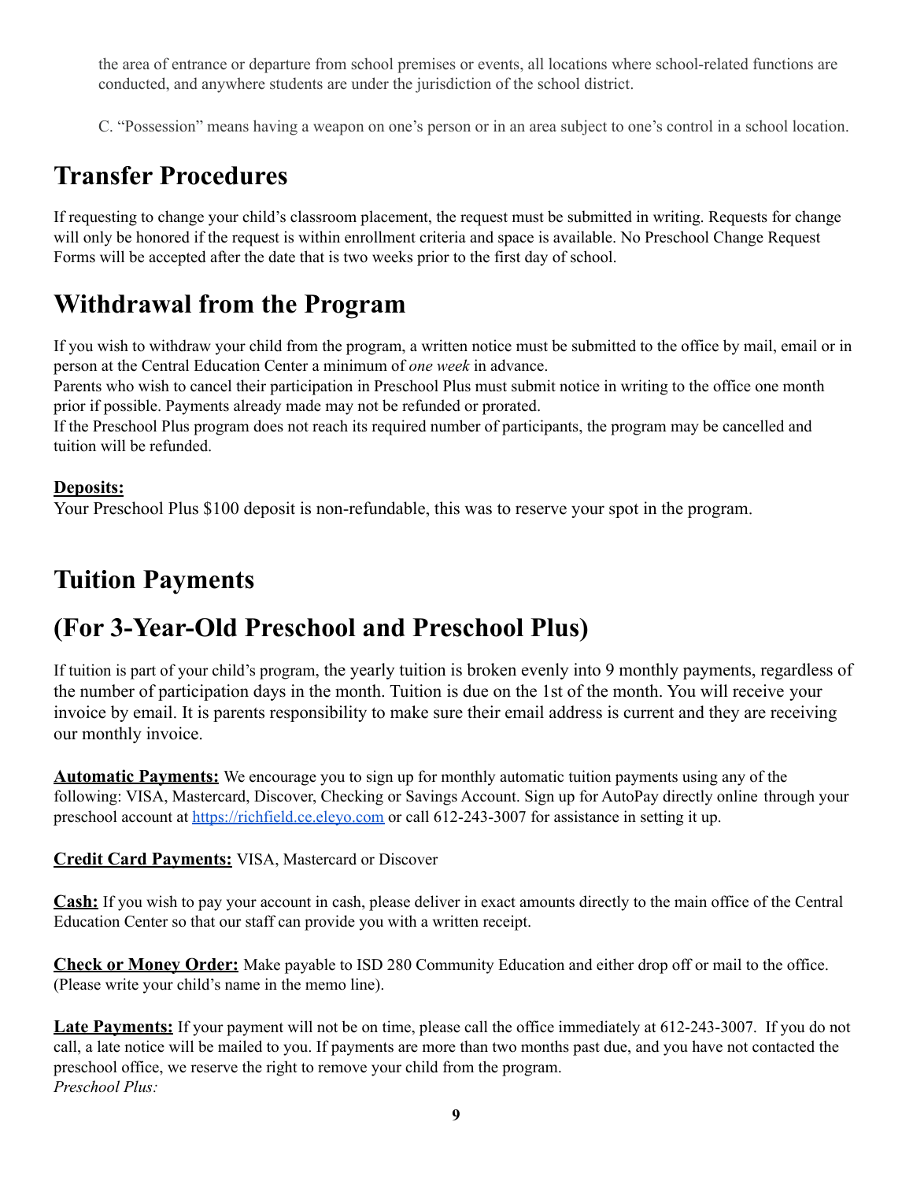the area of entrance or departure from school premises or events, all locations where school-related functions are conducted, and anywhere students are under the jurisdiction of the school district.

C. "Possession" means having a weapon on one's person or in an area subject to one's control in a school location.

# Transfer Procedures

If requesting to change your child's classroom placement, the request must be submitted in writing. Requests for change will only be honored if the request is within enrollment criteria and space is available. No Preschool Change Request Forms will be accepted after the date that is two weeks prior to the first day of school.

# Withdrawal from the Program

If you wish to withdraw your child from the program, a written notice must be submitted to the office by mail, email or in person at the Central Education Center a minimum of *one week* in advance.
Parents who wish to cancel their participation in Preschool Plus must submit notice in writing to the office one month prior if possible. Payments already made may not be refunded or prorated.
If the Preschool Plus program does not reach its required number of participants, the program may be cancelled and tuition will be refunded.

**Deposits:**
Your Preschool Plus $100 deposit is non-refundable, this was to reserve your spot in the program.

# Tuition Payments

# (For 3-Year-Old Preschool and Preschool Plus)

If tuition is part of your child's program, the yearly tuition is broken evenly into 9 monthly payments, regardless of the number of participation days in the month. Tuition is due on the 1st of the month. You will receive your invoice by email. It is parents responsibility to make sure their email address is current and they are receiving our monthly invoice.

**Automatic Payments:** We encourage you to sign up for monthly automatic tuition payments using any of the following: VISA, Mastercard, Discover, Checking or Savings Account. Sign up for AutoPay directly online through your preschool account at [https://richfield.ce.eleyo.com](https://richfield.ce.eleyo.com) or call 612-243-3007 for assistance in setting it up.

**Credit Card Payments:** VISA, Mastercard or Discover

**Cash:** If you wish to pay your account in cash, please deliver in exact amounts directly to the main office of the Central Education Center so that our staff can provide you with a written receipt.

**Check or Money Order:** Make payable to ISD 280 Community Education and either drop off or mail to the office. (Please write your child's name in the memo line).

**Late Payments:** If your payment will not be on time, please call the office immediately at 612-243-3007. If you do not call, a late notice will be mailed to you. If payments are more than two months past due, and you have not contacted the preschool office, we reserve the right to remove your child from the program.
*Preschool Plus:*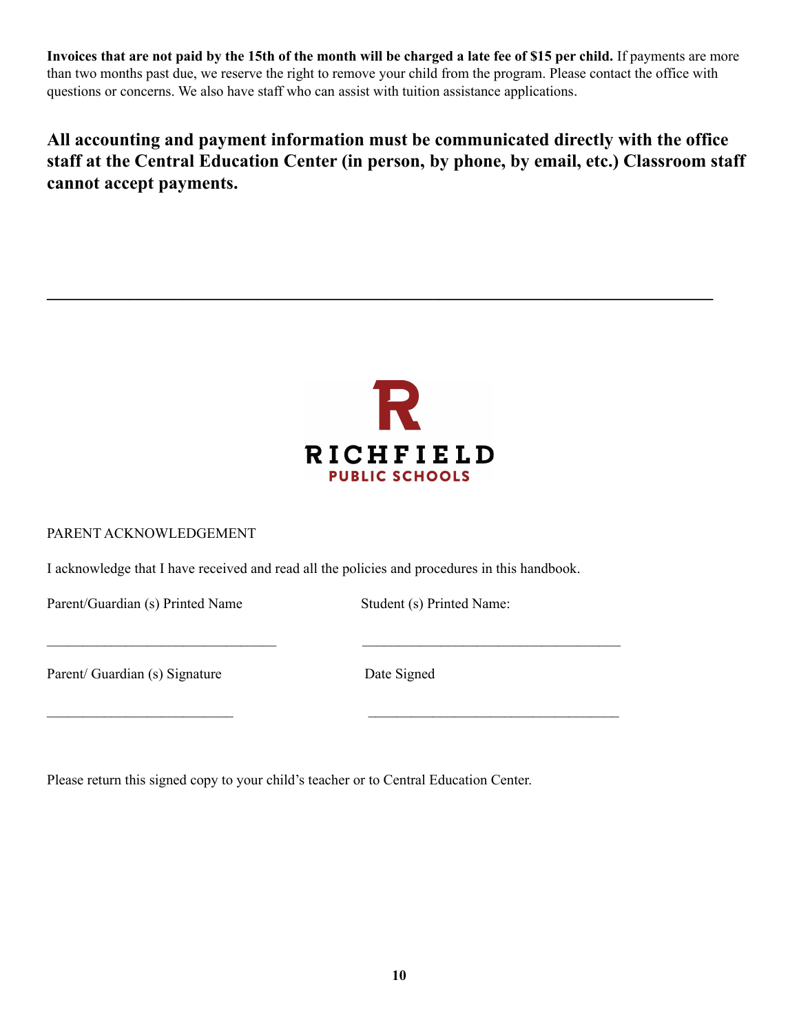**Invoices that are not paid by the 15th of the month will be charged a late fee of $15 per child.** If payments are more than two months past due, we reserve the right to remove your child from the program. Please contact the office with questions or concerns. We also have staff who can assist with tuition assistance applications.

**All accounting and payment information must be communicated directly with the office staff at the Central Education Center (in person, by phone, by email, etc.) Classroom staff cannot accept payments.**

---

RICHFIELD
PUBLIC SCHOOLS

PARENT ACKNOWLEDGEMENT

I acknowledge that I have received and read all the policies and procedures in this handbook.

Parent/Guardian (s) Printed Name ______________________________

Student (s) Printed Name: ______________________________

Parent/ Guardian (s) Signature ______________________________

Date Signed ______________________________

Please return this signed copy to your child's teacher or to Central Education Center.